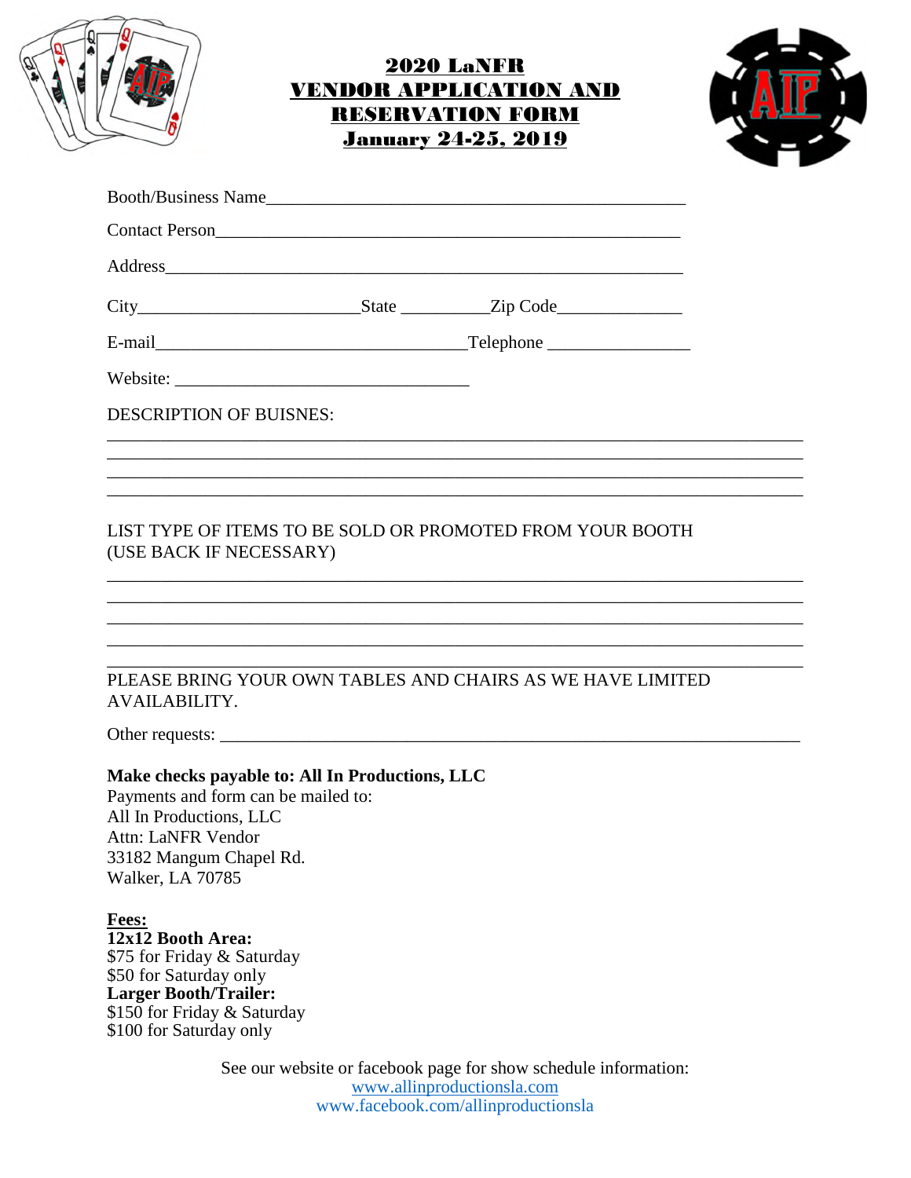# 2020 LaNFR VENDOR APPLICATION AND RESERVATION FORM January 24-25, 2019

Booth/Business Name_______________________________________________

Contact Person_____________________________________________________

Address___________________________________________________________

City_________________________State __________Zip Code______________

E-mail____________________________________Telephone ________________

Website: _________________________________

DESCRIPTION OF BUISNES:

_______________________________________________________________________________

_______________________________________________________________________________

_______________________________________________________________________________

_______________________________________________________________________________

LIST TYPE OF ITEMS TO BE SOLD OR PROMOTED FROM YOUR BOOTH (USE BACK IF NECESSARY)

_______________________________________________________________________________

_______________________________________________________________________________

_______________________________________________________________________________

_______________________________________________________________________________

_______________________________________________________________________________

PLEASE BRING YOUR OWN TABLES AND CHAIRS AS WE HAVE LIMITED AVAILABILITY.

Other requests: _____________________________________________________________________

**Make checks payable to: All In Productions, LLC**
Payments and form can be mailed to:
All In Productions, LLC
Attn: LaNFR Vendor
33182 Mangum Chapel Rd.
Walker, LA 70785

**Fees:**
**12x12 Booth Area:**
$75 for Friday & Saturday
$50 for Saturday only
**Larger Booth/Trailer:**
$150 for Friday & Saturday
$100 for Saturday only

See our website or facebook page for show schedule information:
www.allinproductionsla.com
www.facebook.com/allinproductionsla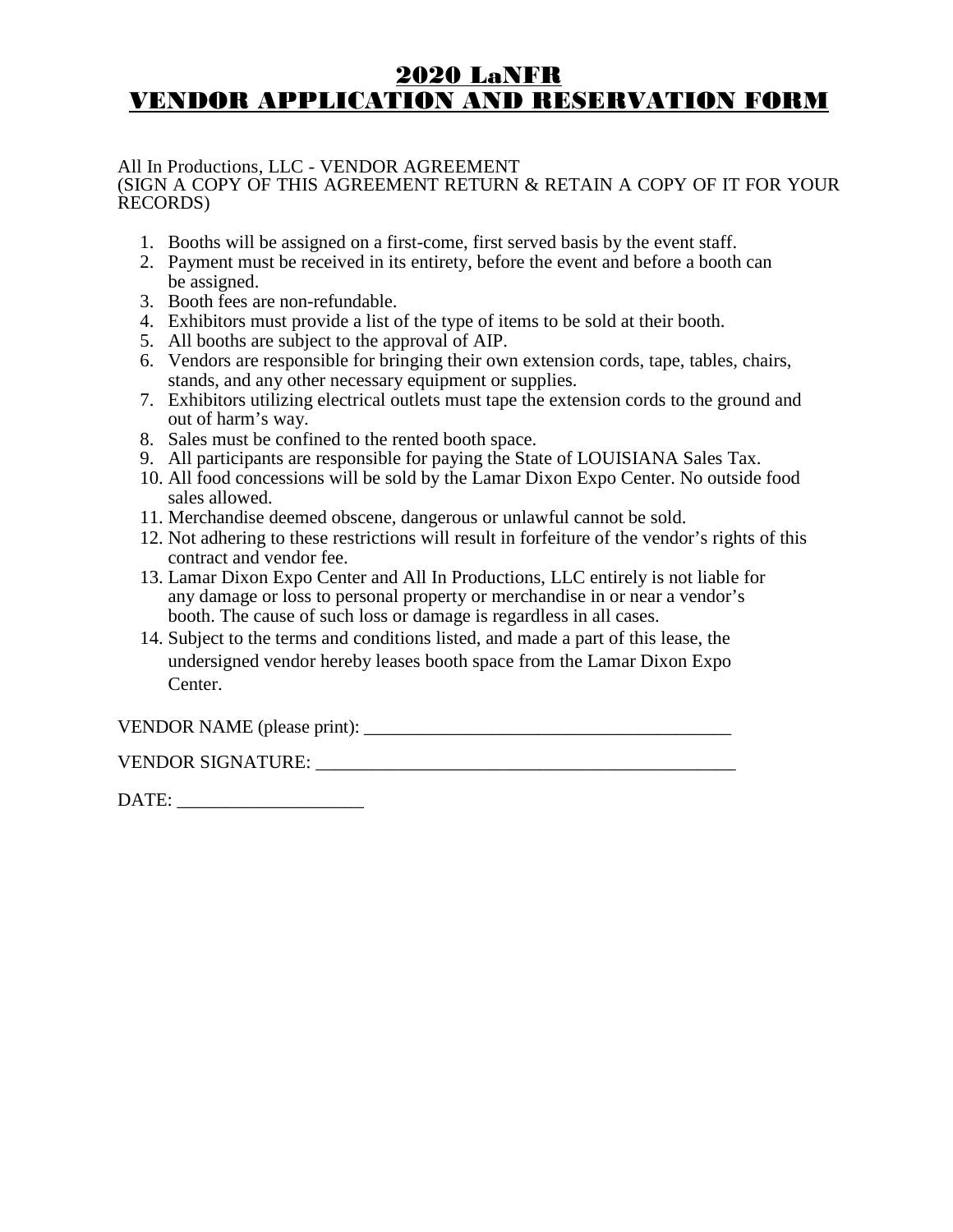# 2020 LaNFR
# VENDOR APPLICATION AND RESERVATION FORM

All In Productions, LLC - VENDOR AGREEMENT
(SIGN A COPY OF THIS AGREEMENT RETURN & RETAIN A COPY OF IT FOR YOUR RECORDS)

1. Booths will be assigned on a first-come, first served basis by the event staff.
2. Payment must be received in its entirety, before the event and before a booth can be assigned.
3. Booth fees are non-refundable.
4. Exhibitors must provide a list of the type of items to be sold at their booth.
5. All booths are subject to the approval of AIP.
6. Vendors are responsible for bringing their own extension cords, tape, tables, chairs, stands, and any other necessary equipment or supplies.
7. Exhibitors utilizing electrical outlets must tape the extension cords to the ground and out of harm's way.
8. Sales must be confined to the rented booth space.
9. All participants are responsible for paying the State of LOUISIANA Sales Tax.
10. All food concessions will be sold by the Lamar Dixon Expo Center. No outside food sales allowed.
11. Merchandise deemed obscene, dangerous or unlawful cannot be sold.
12. Not adhering to these restrictions will result in forfeiture of the vendor's rights of this contract and vendor fee.
13. Lamar Dixon Expo Center and All In Productions, LLC entirely is not liable for any damage or loss to personal property or merchandise in or near a vendor's booth. The cause of such loss or damage is regardless in all cases.
14. Subject to the terms and conditions listed, and made a part of this lease, the undersigned vendor hereby leases booth space from the Lamar Dixon Expo Center.

VENDOR NAME (please print): ________________________________________

VENDOR SIGNATURE: ______________________________________________

DATE: ____________________